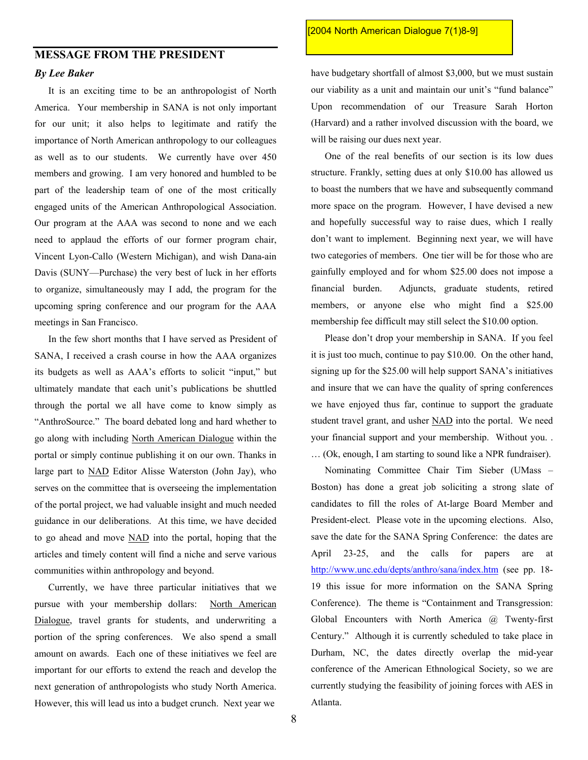[2004 North American Dialogue 7(1)8-9]

## MESSAGE FROM THE PRESIDENT

***By Lee Baker***

It is an exciting time to be an anthropologist of North America. Your membership in SANA is not only important for our unit; it also helps to legitimate and ratify the importance of North American anthropology to our colleagues as well as to our students. We currently have over 450 members and growing. I am very honored and humbled to be part of the leadership team of one of the most critically engaged units of the American Anthropological Association. Our program at the AAA was second to none and we each need to applaud the efforts of our former program chair, Vincent Lyon-Callo (Western Michigan), and wish Dana-ain Davis (SUNY—Purchase) the very best of luck in her efforts to organize, simultaneously may I add, the program for the upcoming spring conference and our program for the AAA meetings in San Francisco.

In the few short months that I have served as President of SANA, I received a crash course in how the AAA organizes its budgets as well as AAA's efforts to solicit "input," but ultimately mandate that each unit's publications be shuttled through the portal we all have come to know simply as "AnthroSource." The board debated long and hard whether to go along with including North American Dialogue within the portal or simply continue publishing it on our own. Thanks in large part to NAD Editor Alisse Waterston (John Jay), who serves on the committee that is overseeing the implementation of the portal project, we had valuable insight and much needed guidance in our deliberations. At this time, we have decided to go ahead and move NAD into the portal, hoping that the articles and timely content will find a niche and serve various communities within anthropology and beyond.

Currently, we have three particular initiatives that we pursue with your membership dollars: North American Dialogue, travel grants for students, and underwriting a portion of the spring conferences. We also spend a small amount on awards. Each one of these initiatives we feel are important for our efforts to extend the reach and develop the next generation of anthropologists who study North America. However, this will lead us into a budget crunch. Next year we have budgetary shortfall of almost $3,000, but we must sustain our viability as a unit and maintain our unit's "fund balance" Upon recommendation of our Treasure Sarah Horton (Harvard) and a rather involved discussion with the board, we will be raising our dues next year.

One of the real benefits of our section is its low dues structure. Frankly, setting dues at only $10.00 has allowed us to boast the numbers that we have and subsequently command more space on the program. However, I have devised a new and hopefully successful way to raise dues, which I really don't want to implement. Beginning next year, we will have two categories of members. One tier will be for those who are gainfully employed and for whom $25.00 does not impose a financial burden. Adjuncts, graduate students, retired members, or anyone else who might find a $25.00 membership fee difficult may still select the $10.00 option.

Please don't drop your membership in SANA. If you feel it is just too much, continue to pay $10.00. On the other hand, signing up for the $25.00 will help support SANA's initiatives and insure that we can have the quality of spring conferences we have enjoyed thus far, continue to support the graduate student travel grant, and usher NAD into the portal. We need your financial support and your membership. Without you. . . . (Ok, enough, I am starting to sound like a NPR fundraiser).

Nominating Committee Chair Tim Sieber (UMass – Boston) has done a great job soliciting a strong slate of candidates to fill the roles of At-large Board Member and President-elect. Please vote in the upcoming elections. Also, save the date for the SANA Spring Conference: the dates are April 23-25, and the calls for papers are at http://www.unc.edu/depts/anthro/sana/index.htm (see pp. 18-19 this issue for more information on the SANA Spring Conference). The theme is "Containment and Transgression: Global Encounters with North America @ Twenty-first Century." Although it is currently scheduled to take place in Durham, NC, the dates directly overlap the mid-year conference of the American Ethnological Society, so we are currently studying the feasibility of joining forces with AES in Atlanta.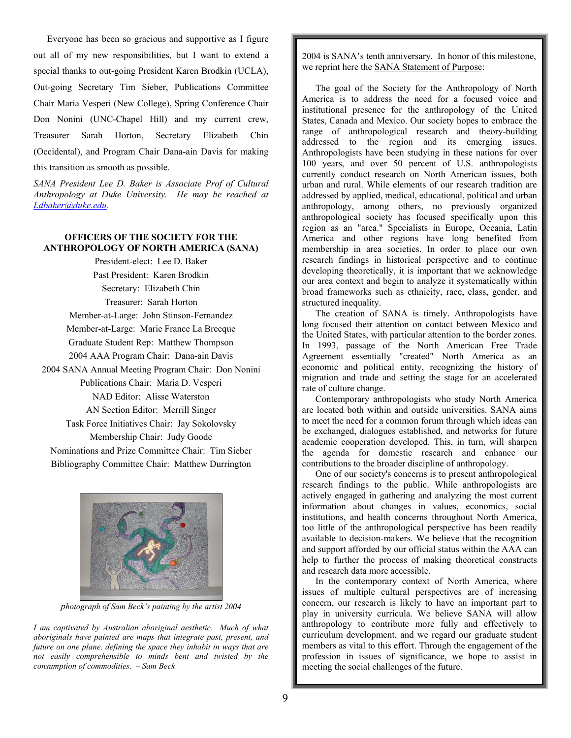Everyone has been so gracious and supportive as I figure out all of my new responsibilities, but I want to extend a special thanks to out-going President Karen Brodkin (UCLA), Out-going Secretary Tim Sieber, Publications Committee Chair Maria Vesperi (New College), Spring Conference Chair Don Nonini (UNC-Chapel Hill) and my current crew, Treasurer Sarah Horton, Secretary Elizabeth Chin (Occidental), and Program Chair Dana-ain Davis for making this transition as smooth as possible.

*SANA President Lee D. Baker is Associate Prof of Cultural Anthropology at Duke University. He may be reached at Ldbaker@duke.edu.*

**OFFICERS OF THE SOCIETY FOR THE ANTHROPOLOGY OF NORTH AMERICA (SANA)**

President-elect: Lee D. Baker
Past President: Karen Brodkin
Secretary: Elizabeth Chin
Treasurer: Sarah Horton
Member-at-Large: John Stinson-Fernandez
Member-at-Large: Marie France La Brecque
Graduate Student Rep: Matthew Thompson
2004 AAA Program Chair: Dana-ain Davis
2004 SANA Annual Meeting Program Chair: Don Nonini
Publications Chair: Maria D. Vesperi
NAD Editor: Alisse Waterston
AN Section Editor: Merrill Singer
Task Force Initiatives Chair: Jay Sokolovsky
Membership Chair: Judy Goode
Nominations and Prize Committee Chair: Tim Sieber
Bibliography Committee Chair: Matthew Durrington

*photograph of Sam Beck's painting by the artist 2004*

*I am captivated by Australian aboriginal aesthetic. Much of what aboriginals have painted are maps that integrate past, present, and future on one plane, defining the space they inhabit in ways that are not easily comprehensible to minds bent and twisted by the consumption of commodities. – Sam Beck*

2004 is SANA's tenth anniversary. In honor of this milestone, we reprint here the SANA Statement of Purpose:

The goal of the Society for the Anthropology of North America is to address the need for a focused voice and institutional presence for the anthropology of the United States, Canada and Mexico. Our society hopes to embrace the range of anthropological research and theory-building addressed to the region and its emerging issues. Anthropologists have been studying in these nations for over 100 years, and over 50 percent of U.S. anthropologists currently conduct research on North American issues, both urban and rural. While elements of our research tradition are addressed by applied, medical, educational, political and urban anthropology, among others, no previously organized anthropological society has focused specifically upon this region as an "area." Specialists in Europe, Oceania, Latin America and other regions have long benefited from membership in area societies. In order to place our own research findings in historical perspective and to continue developing theoretically, it is important that we acknowledge our area context and begin to analyze it systematically within broad frameworks such as ethnicity, race, class, gender, and structured inequality.

The creation of SANA is timely. Anthropologists have long focused their attention on contact between Mexico and the United States, with particular attention to the border zones. In 1993, passage of the North American Free Trade Agreement essentially "created" North America as an economic and political entity, recognizing the history of migration and trade and setting the stage for an accelerated rate of culture change.

Contemporary anthropologists who study North America are located both within and outside universities. SANA aims to meet the need for a common forum through which ideas can be exchanged, dialogues established, and networks for future academic cooperation developed. This, in turn, will sharpen the agenda for domestic research and enhance our contributions to the broader discipline of anthropology.

One of our society's concerns is to present anthropological research findings to the public. While anthropologists are actively engaged in gathering and analyzing the most current information about changes in values, economics, social institutions, and health concerns throughout North America, too little of the anthropological perspective has been readily available to decision-makers. We believe that the recognition and support afforded by our official status within the AAA can help to further the process of making theoretical constructs and research data more accessible.

In the contemporary context of North America, where issues of multiple cultural perspectives are of increasing concern, our research is likely to have an important part to play in university curricula. We believe SANA will allow anthropology to contribute more fully and effectively to curriculum development, and we regard our graduate student members as vital to this effort. Through the engagement of the profession in issues of significance, we hope to assist in meeting the social challenges of the future.